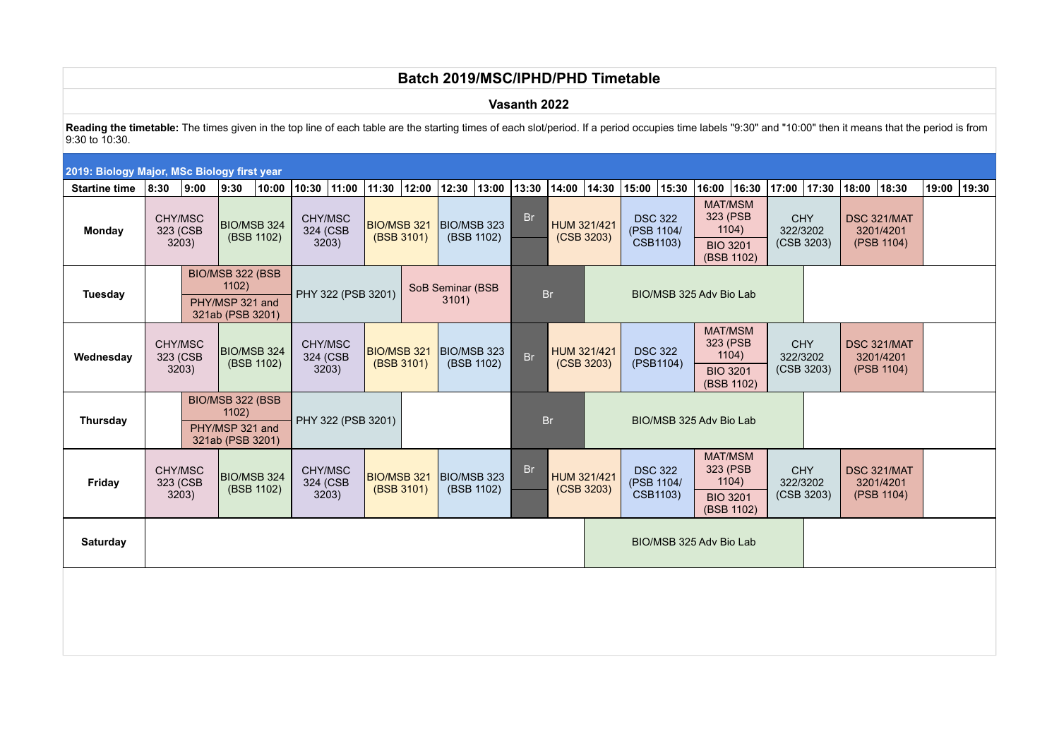# Batch 2019/MSC/IPHD/PHD Timetable

## Vasanth 2022

**Reading the timetable:** The times given in the top line of each table are the starting times of each slot/period. If a period occupies time labels "9:30" and "10:00" then it means that the period is from 9:30 to 10:30.

### 2019: Biology Major, MSc Biology first year

| Startine time | 8:30 | 9:00 | 9:30 | 10:00 | 10:30 | 11:00 | 11:30 | 12:00 | 12:30 | 13:00 | 13:30 | 14:00 | 14:30 | 15:00 | 15:30 | 16:00 | 16:30 | 17:00 | 17:30 | 18:00 | 18:30 | 19:00 | 19:30 |
|---|---|---|---|---|---|---|---|---|---|---|---|---|---|---|---|---|---|---|---|---|---|---|---|
| **Monday** | CHY/MSC 323 (CSB 3203) | | BIO/MSB 324 (BSB 1102) | | CHY/MSC 324 (CSB 3203) | | BIO/MSB 321 (BSB 3101) | | BIO/MSB 323 (BSB 1102) | | Br | HUM 321/421 (CSB 3203) | | DSC 322 (PSB 1104/ CSB1103) | | MAT/MSM 323 (PSB 1104) / BIO 3201 (BSB 1102) | | CHY 322/3202 (CSB 3203) | | DSC 321/MAT 3201/4201 (PSB 1104) | | | |
| **Tuesday** | | BIO/MSB 322 (BSB 1102) / PHY/MSP 321 and 321ab (PSB 3201) | | PHY 322 (PSB 3201) | | | SoB Seminar (BSB 3101) | | | Br | | | BIO/MSB 325 Adv Bio Lab | | | | | | | | | | |
| **Wednesday** | CHY/MSC 323 (CSB 3203) | | BIO/MSB 324 (BSB 1102) | | CHY/MSC 324 (CSB 3203) | | BIO/MSB 321 (BSB 3101) | | BIO/MSB 323 (BSB 1102) | | Br | HUM 321/421 (CSB 3203) | | DSC 322 (PSB1104) | | MAT/MSM 323 (PSB 1104) / BIO 3201 (BSB 1102) | | CHY 322/3202 (CSB 3203) | | DSC 321/MAT 3201/4201 (PSB 1104) | | | |
| **Thursday** | | BIO/MSB 322 (BSB 1102) / PHY/MSP 321 and 321ab (PSB 3201) | | PHY 322 (PSB 3201) | | | | | | Br | | | BIO/MSB 325 Adv Bio Lab | | | | | | | | | | |
| **Friday** | CHY/MSC 323 (CSB 3203) | | BIO/MSB 324 (BSB 1102) | | CHY/MSC 324 (CSB 3203) | | BIO/MSB 321 (BSB 3101) | | BIO/MSB 323 (BSB 1102) | | Br | HUM 321/421 (CSB 3203) | | DSC 322 (PSB 1104/ CSB1103) | | MAT/MSM 323 (PSB 1104) / BIO 3201 (BSB 1102) | | CHY 322/3202 (CSB 3203) | | DSC 321/MAT 3201/4201 (PSB 1104) | | | |
| **Saturday** | | | | | | | | | | | | | BIO/MSB 325 Adv Bio Lab | | | | | | | | | | |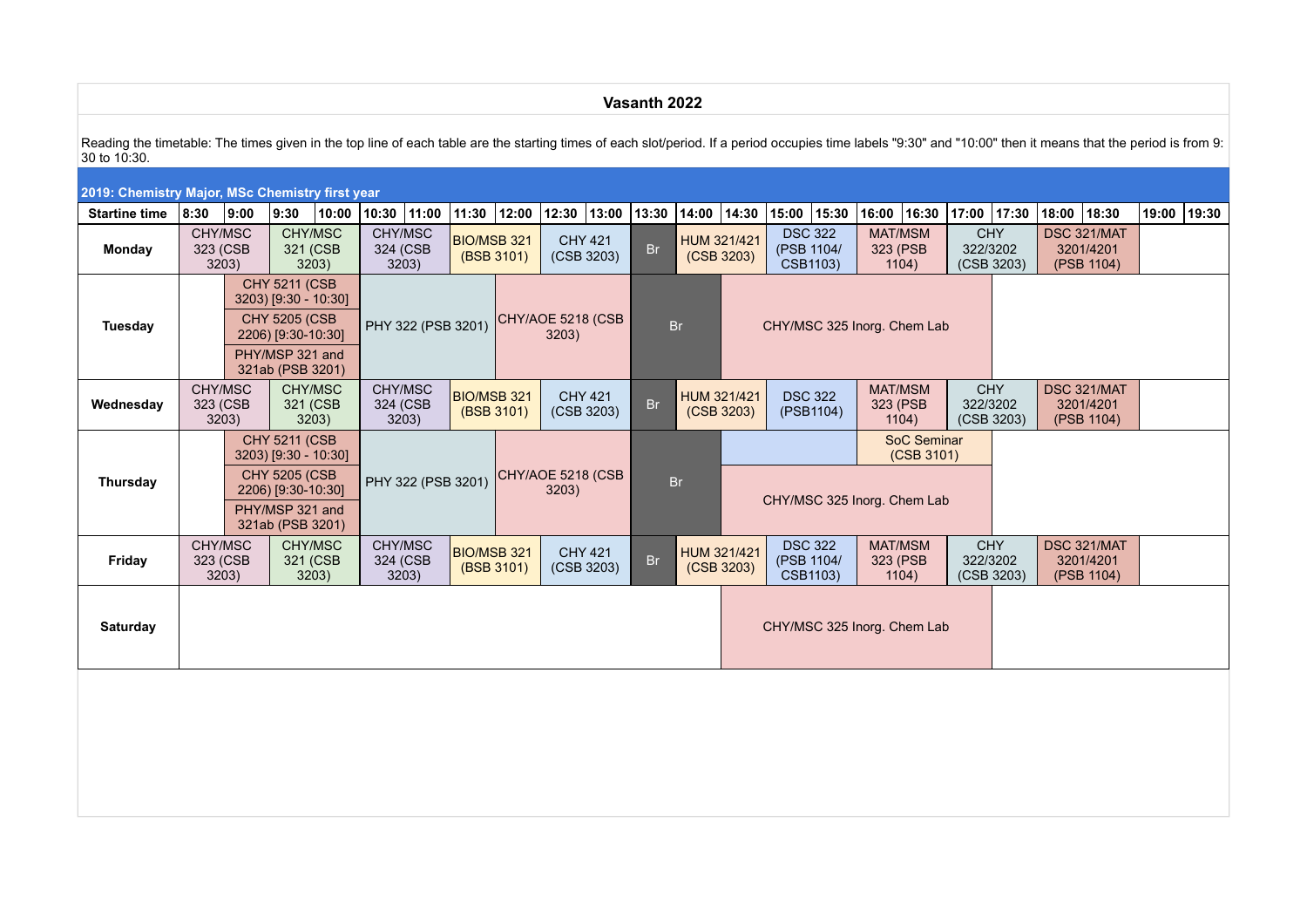# Vasanth 2022

Reading the timetable: The times given in the top line of each table are the starting times of each slot/period. If a period occupies time labels "9:30" and "10:00" then it means that the period is from 9:30 to 10:30.

## 2019: Chemistry Major, MSc Chemistry first year

| Startine time | 8:30 | 9:00 | 9:30 | 10:00 | 10:30 | 11:00 | 11:30 | 12:00 | 12:30 | 13:00 | 13:30 | 14:00 | 14:30 | 15:00 | 15:30 | 16:00 | 16:30 | 17:00 | 17:30 | 18:00 | 18:30 | 19:00 | 19:30 |
|---|---|---|---|---|---|---|---|---|---|---|---|---|---|---|---|---|---|---|---|---|---|---|---|
| **Monday** | CHY/MSC 323 (CSB 3203) | | CHY/MSC 321 (CSB 3203) | | CHY/MSC 324 (CSB 3203) | | BIO/MSB 321 (BSB 3101) | | CHY 421 (CSB 3203) | | Br | HUM 321/421 (CSB 3203) | | DSC 322 (PSB 1104/ CSB1103) | | MAT/MSM 323 (PSB 1104) | | CHY 322/3202 (CSB 3203) | | DSC 321/MAT 3201/4201 (PSB 1104) | | | |
| **Tuesday** | | CHY 5211 (CSB 3203) [9:30 - 10:30]; CHY 5205 (CSB 2206) [9:30-10:30]; PHY/MSP 321 and 321ab (PSB 3201) | | | PHY 322 (PSB 3201) | | | CHY/AOE 5218 (CSB 3203) | | | Br | | CHY/MSC 325 Inorg. Chem Lab | | | | | | | | | | |
| **Wednesday** | CHY/MSC 323 (CSB 3203) | | CHY/MSC 321 (CSB 3203) | | CHY/MSC 324 (CSB 3203) | | BIO/MSB 321 (BSB 3101) | | CHY 421 (CSB 3203) | | Br | HUM 321/421 (CSB 3203) | | DSC 322 (PSB1104) | | MAT/MSM 323 (PSB 1104) | | CHY 322/3202 (CSB 3203) | | DSC 321/MAT 3201/4201 (PSB 1104) | | | |
| **Thursday** | | CHY 5211 (CSB 3203) [9:30 - 10:30]; CHY 5205 (CSB 2206) [9:30-10:30]; PHY/MSP 321 and 321ab (PSB 3201) | | | PHY 322 (PSB 3201) | | | CHY/AOE 5218 (CSB 3203) | | | Br | | | | | SoC Seminar (CSB 3101); CHY/MSC 325 Inorg. Chem Lab | | | | | | | |
| **Friday** | CHY/MSC 323 (CSB 3203) | | CHY/MSC 321 (CSB 3203) | | CHY/MSC 324 (CSB 3203) | | BIO/MSB 321 (BSB 3101) | | CHY 421 (CSB 3203) | | Br | HUM 321/421 (CSB 3203) | | DSC 322 (PSB 1104/ CSB1103) | | MAT/MSM 323 (PSB 1104) | | CHY 322/3202 (CSB 3203) | | DSC 321/MAT 3201/4201 (PSB 1104) | | | |
| **Saturday** | | | | | | | | | | | | | CHY/MSC 325 Inorg. Chem Lab | | | | | | | | | | |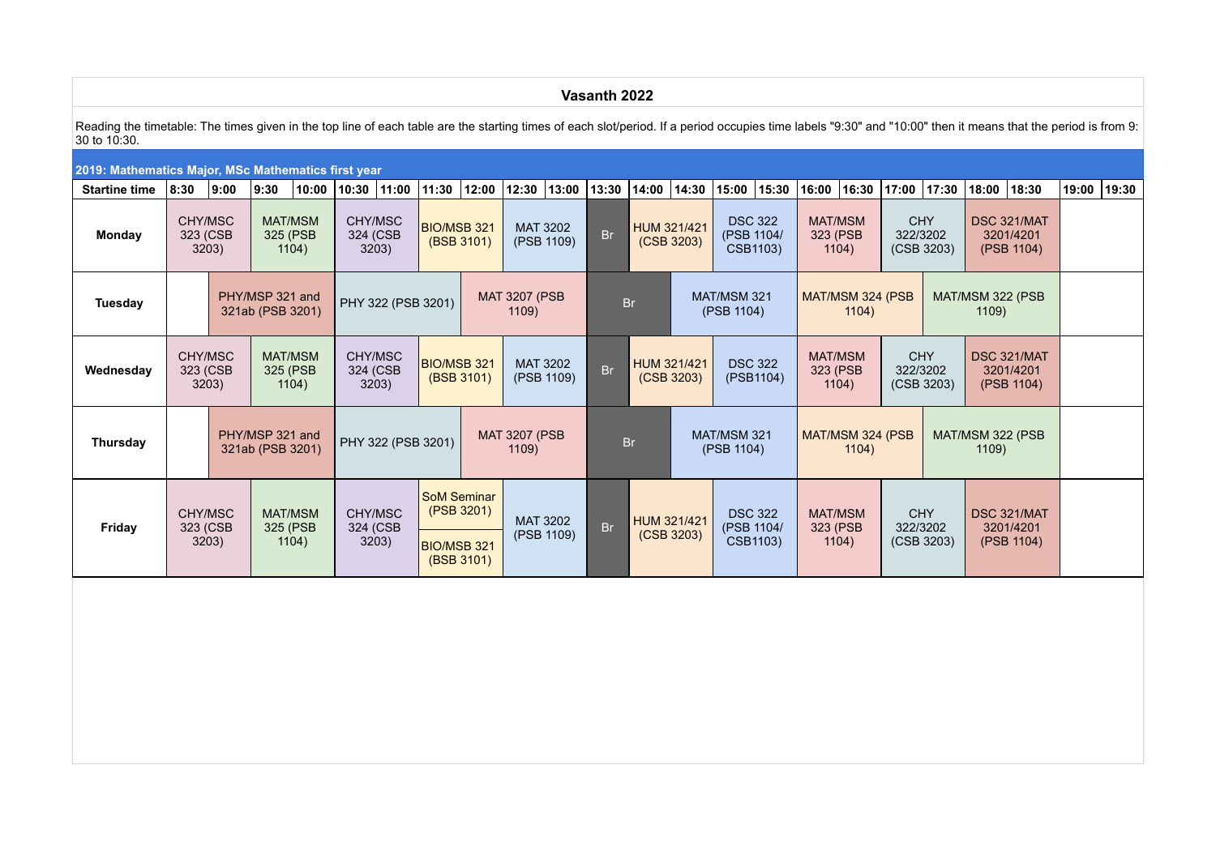# Vasanth 2022

Reading the timetable: The times given in the top line of each table are the starting times of each slot/period. If a period occupies time labels "9:30" and "10:00" then it means that the period is from 9:30 to 10:30.

## 2019: Mathematics Major, MSc Mathematics first year

| Startine time | 8:30 | 9:00 | 9:30 | 10:00 | 10:30 | 11:00 | 11:30 | 12:00 | 12:30 | 13:00 | 13:30 | 14:00 | 14:30 | 15:00 | 15:30 | 16:00 | 16:30 | 17:00 | 17:30 | 18:00 | 18:30 | 19:00 | 19:30 |
|---|---|---|---|---|---|---|---|---|---|---|---|---|---|---|---|---|---|---|---|---|---|---|---|
| Monday | CHY/MSC 323 (CSB 3203) | | MAT/MSM 325 (PSB 1104) | | CHY/MSC 324 (CSB 3203) | | BIO/MSB 321 (BSB 3101) | | MAT 3202 (PSB 1109) | | Br | HUM 321/421 (CSB 3203) | | DSC 322 (PSB 1104/ CSB1103) | | MAT/MSM 323 (PSB 1104) | | CHY 322/3202 (CSB 3203) | | DSC 321/MAT 3201/4201 (PSB 1104) | | | |
| Tuesday | | PHY/MSP 321 and 321ab (PSB 3201) | | | PHY 322 (PSB 3201) | | | MAT 3207 (PSB 1109) | | | Br | | | MAT/MSM 321 (PSB 1104) | | | MAT/MSM 324 (PSB 1104) | | | MAT/MSM 322 (PSB 1109) | | | |
| Wednesday | CHY/MSC 323 (CSB 3203) | | MAT/MSM 325 (PSB 1104) | | CHY/MSC 324 (CSB 3203) | | BIO/MSB 321 (BSB 3101) | | MAT 3202 (PSB 1109) | | Br | HUM 321/421 (CSB 3203) | | DSC 322 (PSB1104) | | MAT/MSM 323 (PSB 1104) | | CHY 322/3202 (CSB 3203) | | DSC 321/MAT 3201/4201 (PSB 1104) | | | |
| Thursday | | PHY/MSP 321 and 321ab (PSB 3201) | | | PHY 322 (PSB 3201) | | | MAT 3207 (PSB 1109) | | | Br | | | MAT/MSM 321 (PSB 1104) | | | MAT/MSM 324 (PSB 1104) | | | MAT/MSM 322 (PSB 1109) | | | |
| Friday | CHY/MSC 323 (CSB 3203) | | MAT/MSM 325 (PSB 1104) | | CHY/MSC 324 (CSB 3203) | | SoM Seminar (PSB 3201) / BIO/MSB 321 (BSB 3101) | | MAT 3202 (PSB 1109) | | Br | HUM 321/421 (CSB 3203) | | DSC 322 (PSB 1104/ CSB1103) | | MAT/MSM 323 (PSB 1104) | | CHY 322/3202 (CSB 3203) | | DSC 321/MAT 3201/4201 (PSB 1104) | | | |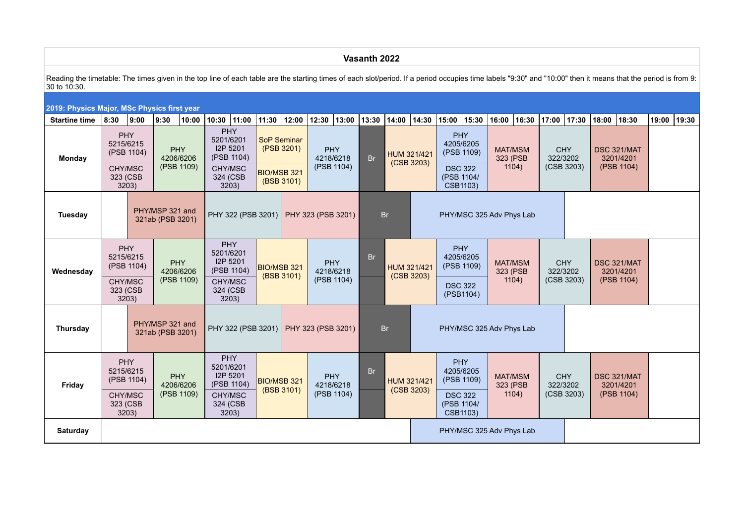# Vasanth 2022

Reading the timetable: The times given in the top line of each table are the starting times of each slot/period. If a period occupies time labels "9:30" and "10:00" then it means that the period is from 9:30 to 10:30.

## 2019: Physics Major, MSc Physics first year

| Startine time | 8:30 | 9:00 | 9:30 | 10:00 | 10:30 | 11:00 | 11:30 | 12:00 | 12:30 | 13:00 | 13:30 | 14:00 | 14:30 | 15:00 | 15:30 | 16:00 | 16:30 | 17:00 | 17:30 | 18:00 | 18:30 | 19:00 | 19:30 |
|---|---|---|---|---|---|---|---|---|---|---|---|---|---|---|---|---|---|---|---|---|---|---|---|
| Monday | PHY 5215/6215 (PSB 1104) / CHY/MSC 323 (CSB 3203) | | PHY 4206/6206 (PSB 1109) | | PHY 5201/6201 I2P 5201 (PSB 1104) / CHY/MSC 324 (CSB 3203) | | SoP Seminar (PSB 3201) / BIO/MSB 321 (BSB 3101) | | PHY 4218/6218 (PSB 1104) | | Br | HUM 321/421 (CSB 3203) | | PHY 4205/6205 (PSB 1109) / DSC 322 (PSB 1104/ CSB1103) | | MAT/MSM 323 (PSB 1104) | | CHY 322/3202 (CSB 3203) | | DSC 321/MAT 3201/4201 (PSB 1104) | | | |
| Tuesday | | PHY/MSP 321 and 321ab (PSB 3201) | | | PHY 322 (PSB 3201) | | | PHY 323 (PSB 3201) | | | Br | | PHY/MSC 325 Adv Phys Lab | | | | | | | | | | |
| Wednesday | PHY 5215/6215 (PSB 1104) / CHY/MSC 323 (CSB 3203) | | PHY 4206/6206 (PSB 1109) | | PHY 5201/6201 I2P 5201 (PSB 1104) / CHY/MSC 324 (CSB 3203) | | BIO/MSB 321 (BSB 3101) | | PHY 4218/6218 (PSB 1104) | | Br | HUM 321/421 (CSB 3203) | | PHY 4205/6205 (PSB 1109) / DSC 322 (PSB1104) | | MAT/MSM 323 (PSB 1104) | | CHY 322/3202 (CSB 3203) | | DSC 321/MAT 3201/4201 (PSB 1104) | | | |
| Thursday | | PHY/MSP 321 and 321ab (PSB 3201) | | | PHY 322 (PSB 3201) | | | PHY 323 (PSB 3201) | | | Br | | PHY/MSC 325 Adv Phys Lab | | | | | | | | | | |
| Friday | PHY 5215/6215 (PSB 1104) / CHY/MSC 323 (CSB 3203) | | PHY 4206/6206 (PSB 1109) | | PHY 5201/6201 I2P 5201 (PSB 1104) / CHY/MSC 324 (CSB 3203) | | BIO/MSB 321 (BSB 3101) | | PHY 4218/6218 (PSB 1104) | | Br | HUM 321/421 (CSB 3203) | | PHY 4205/6205 (PSB 1109) / DSC 322 (PSB 1104/ CSB1103) | | MAT/MSM 323 (PSB 1104) | | CHY 322/3202 (CSB 3203) | | DSC 321/MAT 3201/4201 (PSB 1104) | | | |
| Saturday | | | | | | | | | | | | | PHY/MSC 325 Adv Phys Lab | | | | | | | | | | |